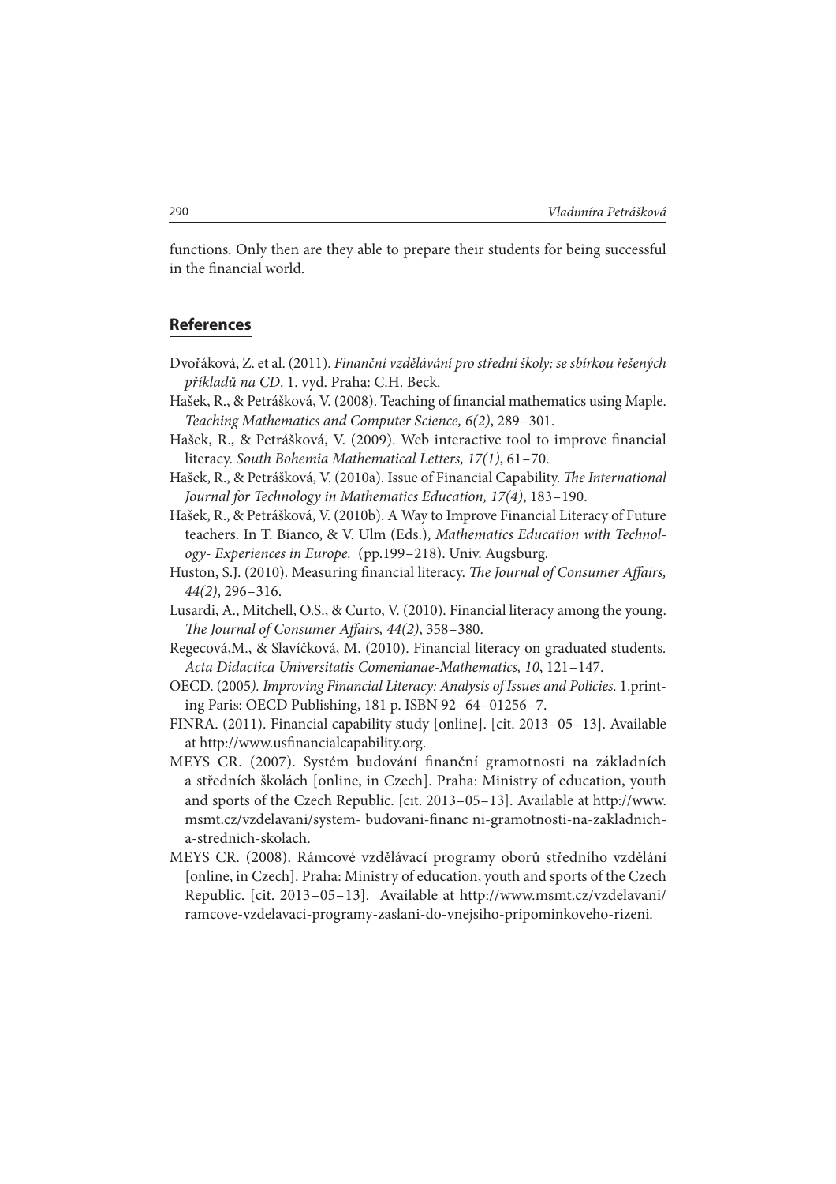functions. Only then are they able to prepare their students for being successful in the financial world.

## References

Dvořáková, Z. et al. (2011). *Finanční vzdělávání pro střední školy: se sbírkou řešených příkladů na CD*. 1. vyd. Praha: C.H. Beck.

Hašek, R., & Petrášková, V. (2008). Teaching of financial mathematics using Maple. *Teaching Mathematics and Computer Science, 6(2)*, 289–301.

Hašek, R., & Petrášková, V. (2009). Web interactive tool to improve financial literacy. *South Bohemia Mathematical Letters, 17(1)*, 61–70.

Hašek, R., & Petrášková, V. (2010a). Issue of Financial Capability. *The International Journal for Technology in Mathematics Education, 17(4)*, 183–190.

Hašek, R., & Petrášková, V. (2010b). A Way to Improve Financial Literacy of Future teachers. In T. Bianco, & V. Ulm (Eds.), *Mathematics Education with Technology- Experiences in Europe.* (pp.199–218). Univ. Augsburg.

Huston, S.J. (2010). Measuring financial literacy. *The Journal of Consumer Affairs, 44(2)*, 296–316.

Lusardi, A., Mitchell, O.S., & Curto, V. (2010). Financial literacy among the young. *The Journal of Consumer Affairs, 44(2)*, 358–380.

Regecová,M., & Slavíčková, M. (2010). Financial literacy on graduated students. *Acta Didactica Universitatis Comenianae-Mathematics, 10*, 121–147.

OECD. (2005*). Improving Financial Literacy: Analysis of Issues and Policies.* 1.printing Paris: OECD Publishing, 181 p. ISBN 92–64–01256–7.

FINRA. (2011). Financial capability study [online]. [cit. 2013–05–13]. Available at http://www.usfinancialcapability.org.

MEYS CR. (2007). Systém budování finanční gramotnosti na základních a středních školách [online, in Czech]. Praha: Ministry of education, youth and sports of the Czech Republic. [cit. 2013–05–13]. Available at http://www.msmt.cz/vzdelavani/system- budovani-financ ni-gramotnosti-na-zakladnich-a-strednich-skolach.

MEYS CR. (2008). Rámcové vzdělávací programy oborů středního vzdělání [online, in Czech]. Praha: Ministry of education, youth and sports of the Czech Republic. [cit. 2013–05–13]. Available at http://www.msmt.cz/vzdelavani/ramcove-vzdelavaci-programy-zaslani-do-vnejsiho-pripominkoveho-rizeni.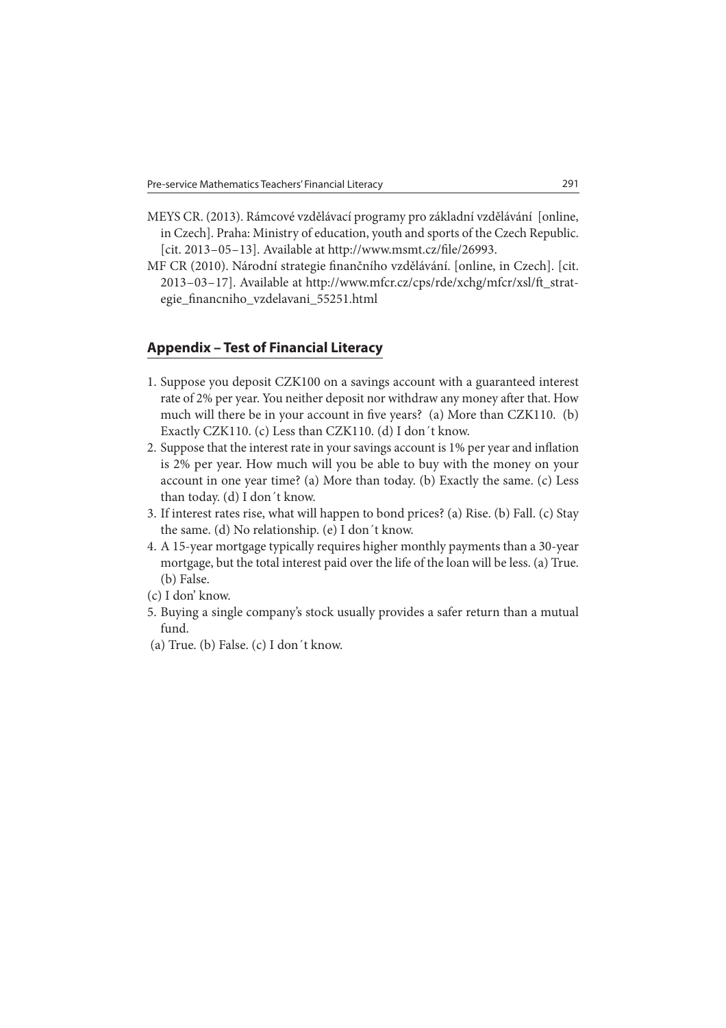MEYS CR. (2013). Rámcové vzdělávací programy pro základní vzdělávání [online, in Czech]. Praha: Ministry of education, youth and sports of the Czech Republic. [cit. 2013–05–13]. Available at http://www.msmt.cz/file/26993.

MF CR (2010). Národní strategie finančního vzdělávání. [online, in Czech]. [cit. 2013–03–17]. Available at http://www.mfcr.cz/cps/rde/xchg/mfcr/xsl/ft_strategie_financniho_vzdelavani_55251.html

## Appendix – Test of Financial Literacy

1. Suppose you deposit CZK100 on a savings account with a guaranteed interest rate of 2% per year. You neither deposit nor withdraw any money after that. How much will there be in your account in five years? (a) More than CZK110. (b) Exactly CZK110. (c) Less than CZK110. (d) I don´t know.
2. Suppose that the interest rate in your savings account is 1% per year and inflation is 2% per year. How much will you be able to buy with the money on your account in one year time? (a) More than today. (b) Exactly the same. (c) Less than today. (d) I don´t know.
3. If interest rates rise, what will happen to bond prices? (a) Rise. (b) Fall. (c) Stay the same. (d) No relationship. (e) I don´t know.
4. A 15-year mortgage typically requires higher monthly payments than a 30-year mortgage, but the total interest paid over the life of the loan will be less. (a) True. (b) False.

(c) I don' know.

5. Buying a single company's stock usually provides a safer return than a mutual fund.

(a) True. (b) False. (c) I don´t know.